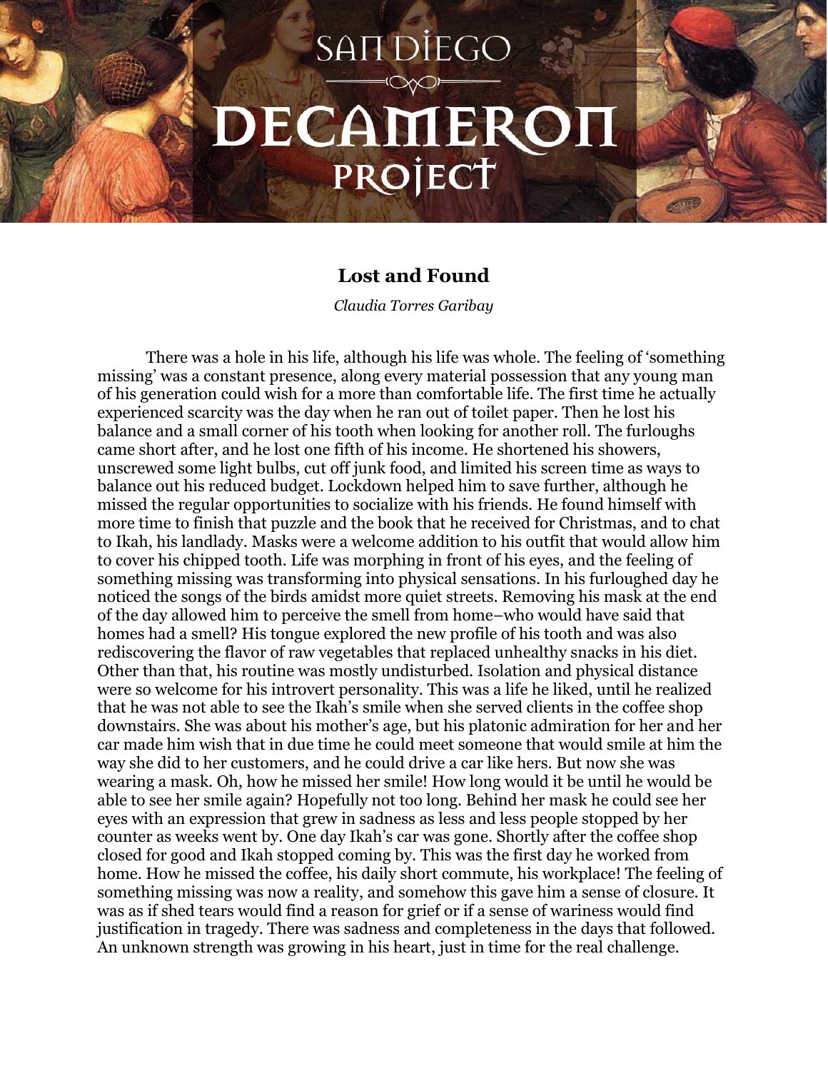# Lost and Found

*Claudia Torres Garibay*

There was a hole in his life, although his life was whole. The feeling of 'something missing' was a constant presence, along every material possession that any young man of his generation could wish for a more than comfortable life. The first time he actually experienced scarcity was the day when he ran out of toilet paper. Then he lost his balance and a small corner of his tooth when looking for another roll. The furloughs came short after, and he lost one fifth of his income. He shortened his showers, unscrewed some light bulbs, cut off junk food, and limited his screen time as ways to balance out his reduced budget. Lockdown helped him to save further, although he missed the regular opportunities to socialize with his friends. He found himself with more time to finish that puzzle and the book that he received for Christmas, and to chat to Ikah, his landlady. Masks were a welcome addition to his outfit that would allow him to cover his chipped tooth. Life was morphing in front of his eyes, and the feeling of something missing was transforming into physical sensations. In his furloughed day he noticed the songs of the birds amidst more quiet streets. Removing his mask at the end of the day allowed him to perceive the smell from home–who would have said that homes had a smell? His tongue explored the new profile of his tooth and was also rediscovering the flavor of raw vegetables that replaced unhealthy snacks in his diet. Other than that, his routine was mostly undisturbed. Isolation and physical distance were so welcome for his introvert personality. This was a life he liked, until he realized that he was not able to see the Ikah's smile when she served clients in the coffee shop downstairs. She was about his mother's age, but his platonic admiration for her and her car made him wish that in due time he could meet someone that would smile at him the way she did to her customers, and he could drive a car like hers. But now she was wearing a mask. Oh, how he missed her smile! How long would it be until he would be able to see her smile again? Hopefully not too long. Behind her mask he could see her eyes with an expression that grew in sadness as less and less people stopped by her counter as weeks went by. One day Ikah's car was gone. Shortly after the coffee shop closed for good and Ikah stopped coming by. This was the first day he worked from home. How he missed the coffee, his daily short commute, his workplace! The feeling of something missing was now a reality, and somehow this gave him a sense of closure. It was as if shed tears would find a reason for grief or if a sense of wariness would find justification in tragedy. There was sadness and completeness in the days that followed. An unknown strength was growing in his heart, just in time for the real challenge.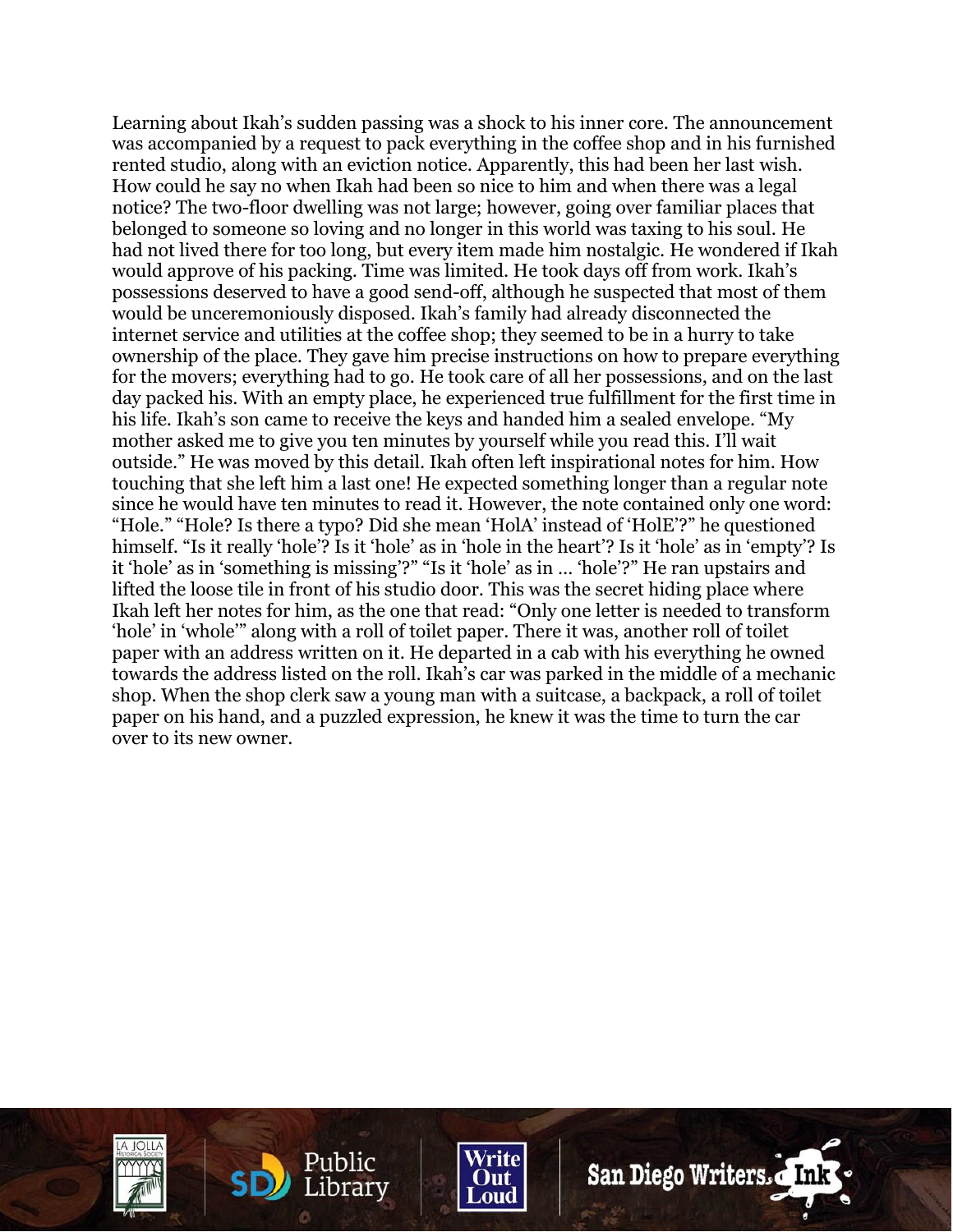Learning about Ikah's sudden passing was a shock to his inner core. The announcement was accompanied by a request to pack everything in the coffee shop and in his furnished rented studio, along with an eviction notice. Apparently, this had been her last wish. How could he say no when Ikah had been so nice to him and when there was a legal notice? The two-floor dwelling was not large; however, going over familiar places that belonged to someone so loving and no longer in this world was taxing to his soul. He had not lived there for too long, but every item made him nostalgic. He wondered if Ikah would approve of his packing. Time was limited. He took days off from work. Ikah's possessions deserved to have a good send-off, although he suspected that most of them would be unceremoniously disposed. Ikah's family had already disconnected the internet service and utilities at the coffee shop; they seemed to be in a hurry to take ownership of the place. They gave him precise instructions on how to prepare everything for the movers; everything had to go. He took care of all her possessions, and on the last day packed his. With an empty place, he experienced true fulfillment for the first time in his life. Ikah's son came to receive the keys and handed him a sealed envelope. "My mother asked me to give you ten minutes by yourself while you read this. I'll wait outside." He was moved by this detail. Ikah often left inspirational notes for him. How touching that she left him a last one! He expected something longer than a regular note since he would have ten minutes to read it. However, the note contained only one word: "Hole." "Hole? Is there a typo? Did she mean 'HolA' instead of 'HolE'?" he questioned himself. "Is it really 'hole'? Is it 'hole' as in 'hole in the heart'? Is it 'hole' as in 'empty'? Is it 'hole' as in 'something is missing'?" "Is it 'hole' as in … 'hole'?" He ran upstairs and lifted the loose tile in front of his studio door. This was the secret hiding place where Ikah left her notes for him, as the one that read: "Only one letter is needed to transform 'hole' in 'whole'" along with a roll of toilet paper. There it was, another roll of toilet paper with an address written on it. He departed in a cab with his everything he owned towards the address listed on the roll. Ikah's car was parked in the middle of a mechanic shop. When the shop clerk saw a young man with a suitcase, a backpack, a roll of toilet paper on his hand, and a puzzled expression, he knew it was the time to turn the car over to its new owner.